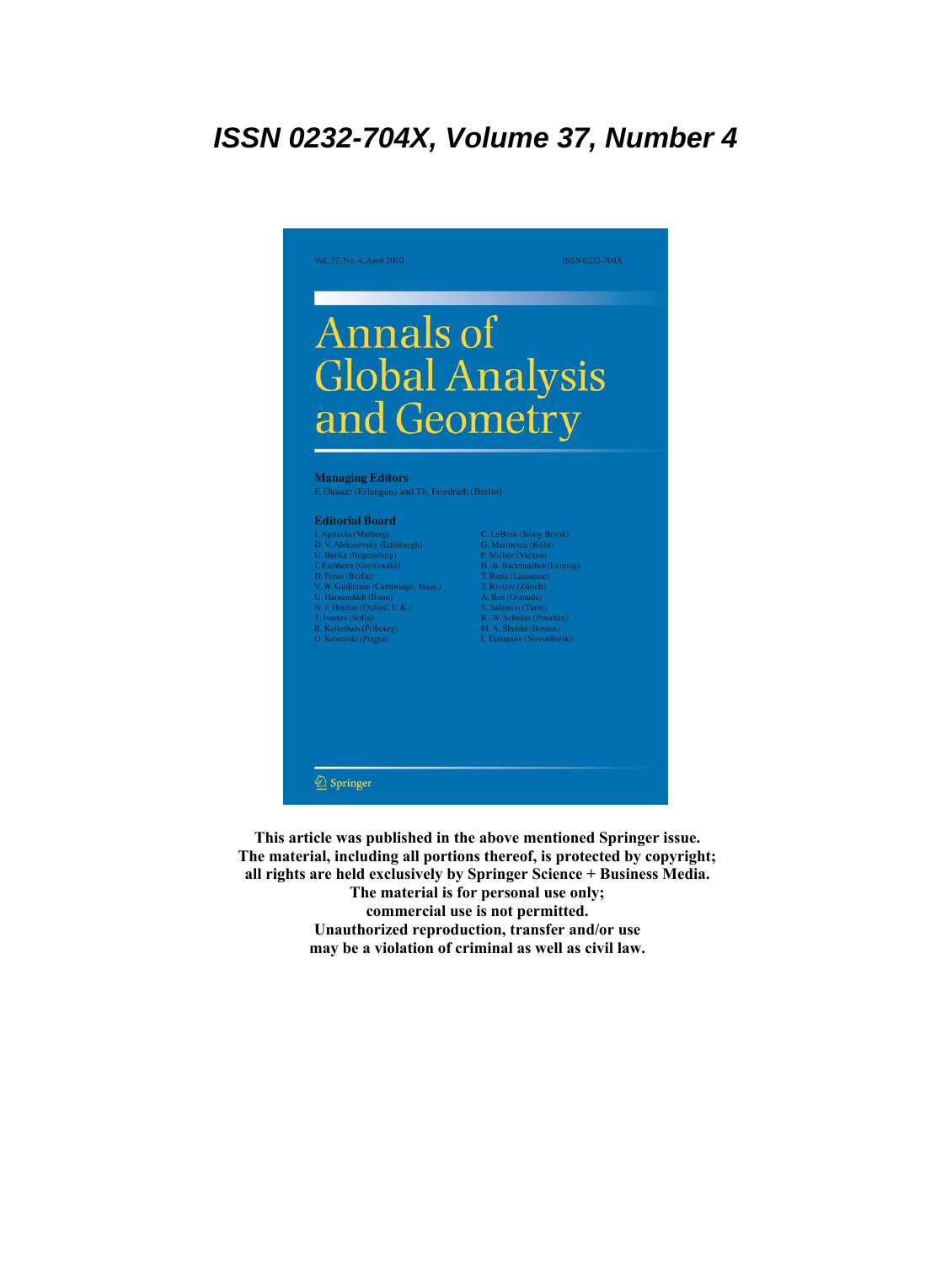***ISSN 0232-704X, Volume 37, Number 4***

Vol. 37, No. 4, April 2010

ISSN 0232-704X

# Annals of Global Analysis and Geometry

**Managing Editors**

F. Duzaar (Erlangen) and Th. Friedrich (Berlin)

**Editorial Board**

I. Agricola (Marburg)
D. V. Alekseevsky (Edinburgh)
U. Bunke (Regensburg)
J. Eichhorn (Greifswald)
D. Ferus (Berlin)
V. W. Guillemin (Cambridge, Mass.)
U. Hamenstädt (Bonn)
N. J. Hitchin (Oxford, U.K.)
S. Ivanov (Sofia)
R. Kellerhals (Fribourg)
O. Kowalski (Prague)
C. LeBrun (Stony Brook)
G. Marinescu (Köln)
P. Michor (Vienna)
H.-B. Rademacher (Leipzig)
T. Ratiu (Lausanne)
T. Rivière (Zürich)
A. Ros (Granada)
S. Salamon (Turin)
B.-W. Schulze (Potsdam)
M. A. Shubin (Boston)
I. Taimanov (Novosibirsk)

Springer

**This article was published in the above mentioned Springer issue.**
**The material, including all portions thereof, is protected by copyright;**
**all rights are held exclusively by Springer Science + Business Media.**
**The material is for personal use only;**
**commercial use is not permitted.**
**Unauthorized reproduction, transfer and/or use**
**may be a violation of criminal as well as civil law.**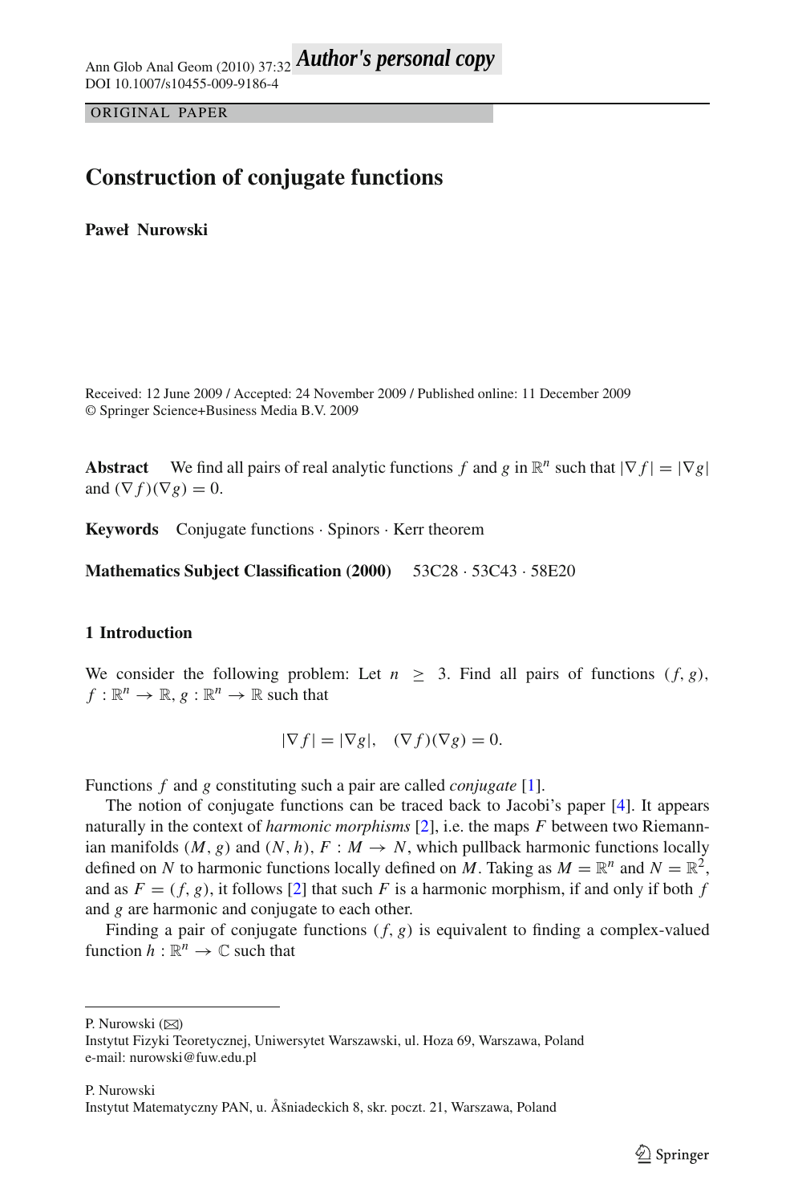# Construction of conjugate functions

**Paweł Nurowski**

Received: 12 June 2009 / Accepted: 24 November 2009 / Published online: 11 December 2009
© Springer Science+Business Media B.V. 2009

**Abstract** We find all pairs of real analytic functions $f$ and $g$ in $\mathbb{R}^n$ such that $|\nabla f| = |\nabla g|$ and $(\nabla f)(\nabla g) = 0$.

**Keywords** Conjugate functions · Spinors · Kerr theorem

**Mathematics Subject Classification (2000)** 53C28 · 53C43 · 58E20

## 1 Introduction

We consider the following problem: Let $n \geq 3$. Find all pairs of functions $(f, g)$, $f : \mathbb{R}^n \to \mathbb{R}$, $g : \mathbb{R}^n \to \mathbb{R}$ such that

$$|\nabla f| = |\nabla g|, \quad (\nabla f)(\nabla g) = 0.$$

Functions $f$ and $g$ constituting such a pair are called *conjugate* [1].

The notion of conjugate functions can be traced back to Jacobi's paper [4]. It appears naturally in the context of *harmonic morphisms* [2], i.e. the maps $F$ between two Riemannian manifolds $(M, g)$ and $(N, h)$, $F : M \to N$, which pullback harmonic functions locally defined on $N$ to harmonic functions locally defined on $M$. Taking as $M = \mathbb{R}^n$ and $N = \mathbb{R}^2$, and as $F = (f, g)$, it follows [2] that such $F$ is a harmonic morphism, if and only if both $f$ and $g$ are harmonic and conjugate to each other.

Finding a pair of conjugate functions $(f, g)$ is equivalent to finding a complex-valued function $h : \mathbb{R}^n \to \mathbb{C}$ such that

---

P. Nurowski (✉)
Instytut Fizyki Teoretycznej, Uniwersytet Warszawski, ul. Hoza 69, Warszawa, Poland
e-mail: nurowski@fuw.edu.pl

P. Nurowski
Instytut Matematyczny PAN, u. Śniadeckich 8, skr. poczt. 21, Warszawa, Poland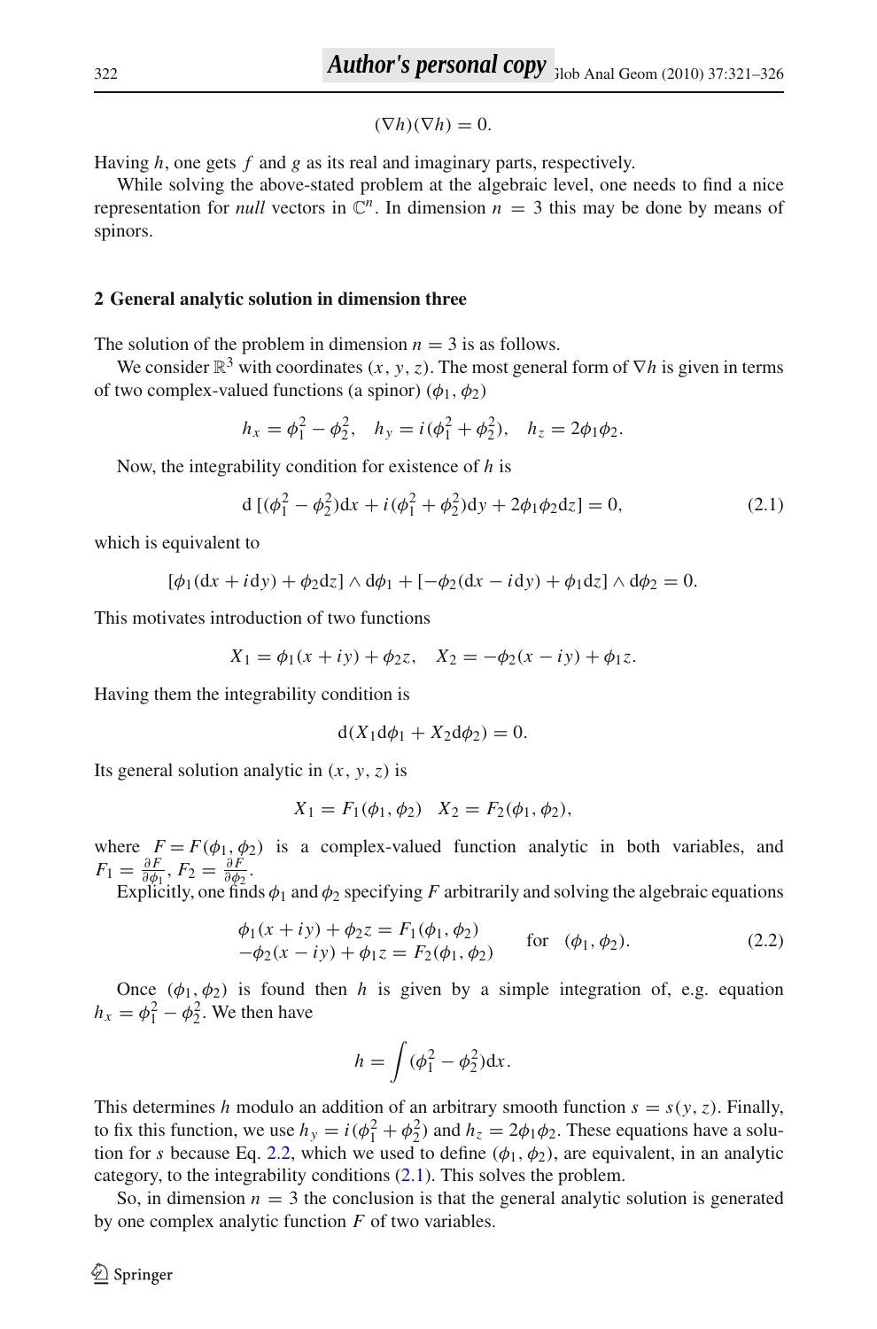$$(\nabla h)(\nabla h) = 0.$$

Having $h$, one gets $f$ and $g$ as its real and imaginary parts, respectively.

While solving the above-stated problem at the algebraic level, one needs to find a nice representation for *null* vectors in $\mathbb{C}^n$. In dimension $n = 3$ this may be done by means of spinors.

## 2 General analytic solution in dimension three

The solution of the problem in dimension $n = 3$ is as follows.

We consider $\mathbb{R}^3$ with coordinates $(x, y, z)$. The most general form of $\nabla h$ is given in terms of two complex-valued functions (a spinor) $(\phi_1, \phi_2)$

$$h_x = \phi_1^2 - \phi_2^2, \quad h_y = i(\phi_1^2 + \phi_2^2), \quad h_z = 2\phi_1\phi_2.$$

Now, the integrability condition for existence of $h$ is

$$\mathrm{d}\,[(\phi_1^2 - \phi_2^2)\mathrm{d}x + i(\phi_1^2 + \phi_2^2)\mathrm{d}y + 2\phi_1\phi_2\mathrm{d}z] = 0, \tag{2.1}$$

which is equivalent to

$$[\phi_1(\mathrm{d}x + i\mathrm{d}y) + \phi_2\mathrm{d}z] \wedge \mathrm{d}\phi_1 + [-\phi_2(\mathrm{d}x - i\mathrm{d}y) + \phi_1\mathrm{d}z] \wedge \mathrm{d}\phi_2 = 0.$$

This motivates introduction of two functions

$$X_1 = \phi_1(x + iy) + \phi_2 z, \quad X_2 = -\phi_2(x - iy) + \phi_1 z.$$

Having them the integrability condition is

$$\mathrm{d}(X_1\mathrm{d}\phi_1 + X_2\mathrm{d}\phi_2) = 0.$$

Its general solution analytic in $(x, y, z)$ is

$$X_1 = F_1(\phi_1, \phi_2) \quad X_2 = F_2(\phi_1, \phi_2),$$

where $F = F(\phi_1, \phi_2)$ is a complex-valued function analytic in both variables, and $F_1 = \frac{\partial F}{\partial \phi_1}$, $F_2 = \frac{\partial F}{\partial \phi_2}$.

Explicitly, one finds $\phi_1$ and $\phi_2$ specifying $F$ arbitrarily and solving the algebraic equations

$$\begin{aligned} \phi_1(x + iy) + \phi_2 z &= F_1(\phi_1, \phi_2) \\ -\phi_2(x - iy) + \phi_1 z &= F_2(\phi_1, \phi_2) \end{aligned} \qquad \text{for} \quad (\phi_1, \phi_2). \tag{2.2}$$

Once $(\phi_1, \phi_2)$ is found then $h$ is given by a simple integration of, e.g. equation $h_x = \phi_1^2 - \phi_2^2$. We then have

$$h = \int (\phi_1^2 - \phi_2^2)\mathrm{d}x.$$

This determines $h$ modulo an addition of an arbitrary smooth function $s = s(y, z)$. Finally, to fix this function, we use $h_y = i(\phi_1^2 + \phi_2^2)$ and $h_z = 2\phi_1\phi_2$. These equations have a solution for $s$ because Eq. 2.2, which we used to define $(\phi_1, \phi_2)$, are equivalent, in an analytic category, to the integrability conditions (2.1). This solves the problem.

So, in dimension $n = 3$ the conclusion is that the general analytic solution is generated by one complex analytic function $F$ of two variables.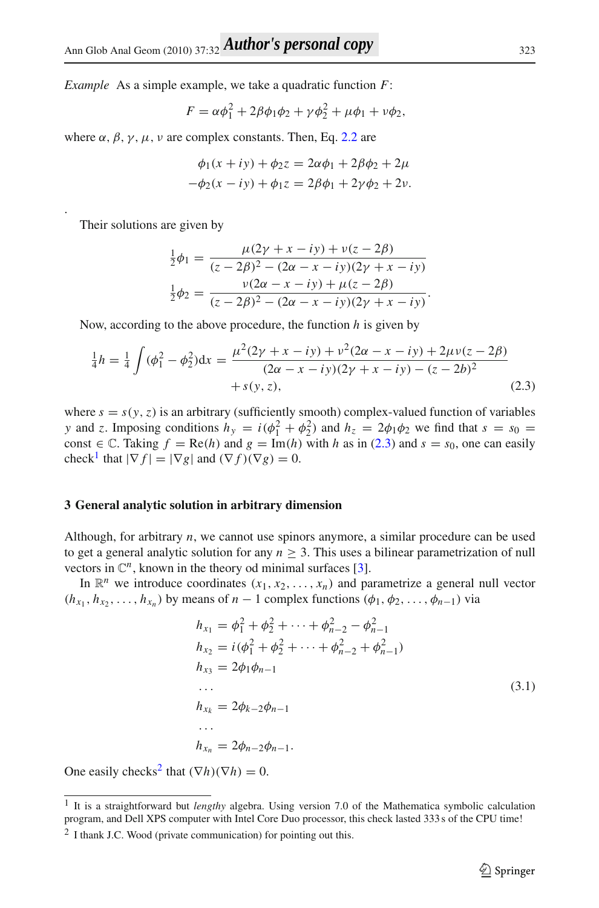*Example* As a simple example, we take a quadratic function $F$:

$$F = \alpha\phi_1^2 + 2\beta\phi_1\phi_2 + \gamma\phi_2^2 + \mu\phi_1 + \nu\phi_2,$$

where $\alpha, \beta, \gamma, \mu, \nu$ are complex constants. Then, Eq. 2.2 are

$$\begin{aligned}\phi_1(x+iy) + \phi_{2z} &= 2\alpha\phi_1 + 2\beta\phi_2 + 2\mu\\ -\phi_2(x-iy) + \phi_{1z} &= 2\beta\phi_1 + 2\gamma\phi_2 + 2\nu.\end{aligned}$$

.

Their solutions are given by

$$\begin{aligned}\tfrac{1}{2}\phi_1 &= \frac{\mu(2\gamma + x - iy) + \nu(z - 2\beta)}{(z-2\beta)^2 - (2\alpha - x - iy)(2\gamma + x - iy)}\\ \tfrac{1}{2}\phi_2 &= \frac{\nu(2\alpha - x - iy) + \mu(z - 2\beta)}{(z-2\beta)^2 - (2\alpha - x - iy)(2\gamma + x - iy)}.\end{aligned}$$

Now, according to the above procedure, the function $h$ is given by

$$\begin{aligned}\tfrac{1}{4}h = \tfrac{1}{4}\int(\phi_1^2 - \phi_2^2)\mathrm{d}x = \frac{\mu^2(2\gamma + x - iy) + \nu^2(2\alpha - x - iy) + 2\mu\nu(z - 2\beta)}{(2\alpha - x - iy)(2\gamma + x - iy) - (z - 2b)^2}\\ + s(y,z),\end{aligned} \tag{2.3}$$

where $s = s(y,z)$ is an arbitrary (sufficiently smooth) complex-valued function of variables $y$ and $z$. Imposing conditions $h_y = i(\phi_1^2 + \phi_2^2)$ and $h_z = 2\phi_1\phi_2$ we find that $s = s_0 =$ const $\in \mathbb{C}$. Taking $f = \mathrm{Re}(h)$ and $g = \mathrm{Im}(h)$ with $h$ as in (2.3) and $s = s_0$, one can easily check[1] that $|\nabla f| = |\nabla g|$ and $(\nabla f)(\nabla g) = 0$.

## 3 General analytic solution in arbitrary dimension

Although, for arbitrary $n$, we cannot use spinors anymore, a similar procedure can be used to get a general analytic solution for any $n \geq 3$. This uses a bilinear parametrization of null vectors in $\mathbb{C}^n$, known in the theory od minimal surfaces [3].

In $\mathbb{R}^n$ we introduce coordinates $(x_1, x_2, \ldots, x_n)$ and parametrize a general null vector $(h_{x_1}, h_{x_2}, \ldots, h_{x_n})$ by means of $n-1$ complex functions $(\phi_1, \phi_2, \ldots, \phi_{n-1})$ via

$$\begin{aligned}h_{x_1} &= \phi_1^2 + \phi_2^2 + \cdots + \phi_{n-2}^2 - \phi_{n-1}^2\\ h_{x_2} &= i(\phi_1^2 + \phi_2^2 + \cdots + \phi_{n-2}^2 + \phi_{n-1}^2)\\ h_{x_3} &= 2\phi_1\phi_{n-1}\\ &\ldots\\ h_{x_k} &= 2\phi_{k-2}\phi_{n-1}\\ &\ldots\\ h_{x_n} &= 2\phi_{n-2}\phi_{n-1}.\end{aligned} \tag{3.1}$$

One easily checks[2] that $(\nabla h)(\nabla h) = 0$.

---

[1] It is a straightforward but *lengthy* algebra. Using version 7.0 of the Mathematica symbolic calculation program, and Dell XPS computer with Intel Core Duo processor, this check lasted 333 s of the CPU time!

[2] I thank J.C. Wood (private communication) for pointing out this.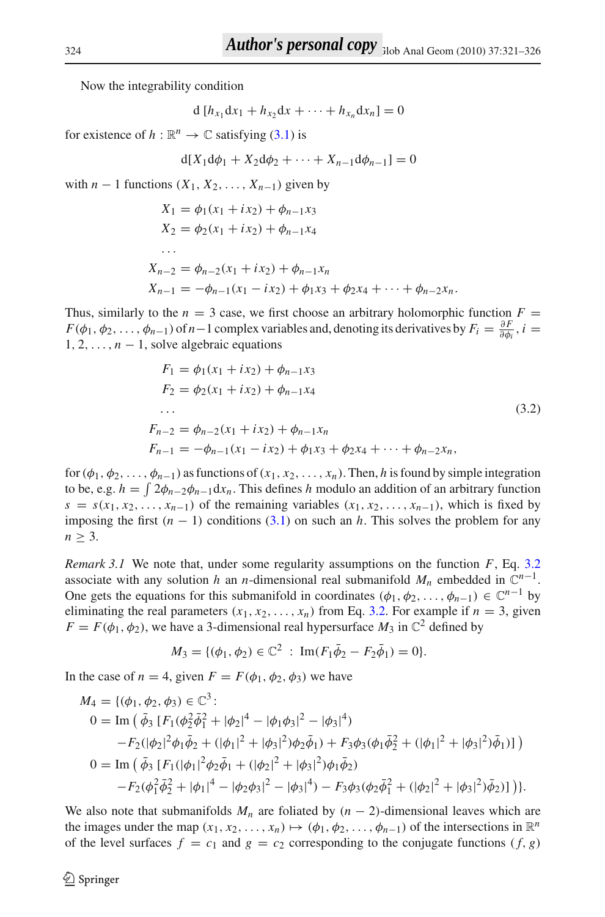Now the integrability condition

$$\mathrm{d}\,[h_{x_1}\mathrm{d}x_1 + h_{x_2}\mathrm{d}x + \cdots + h_{x_n}\mathrm{d}x_n] = 0$$

for existence of $h : \mathbb{R}^n \to \mathbb{C}$ satisfying (3.1) is

$$\mathrm{d}[X_1\mathrm{d}\phi_1 + X_2\mathrm{d}\phi_2 + \cdots + X_{n-1}\mathrm{d}\phi_{n-1}] = 0$$

with $n-1$ functions $(X_1, X_2, \ldots, X_{n-1})$ given by

$$\begin{aligned}
X_1 &= \phi_1(x_1 + ix_2) + \phi_{n-1}x_3\\
X_2 &= \phi_2(x_1 + ix_2) + \phi_{n-1}x_4\\
&\ldots\\
X_{n-2} &= \phi_{n-2}(x_1 + ix_2) + \phi_{n-1}x_n\\
X_{n-1} &= -\phi_{n-1}(x_1 - ix_2) + \phi_1 x_3 + \phi_2 x_4 + \cdots + \phi_{n-2}x_n.
\end{aligned}$$

Thus, similarly to the $n = 3$ case, we first choose an arbitrary holomorphic function $F = F(\phi_1, \phi_2, \ldots, \phi_{n-1})$ of $n-1$ complex variables and, denoting its derivatives by $F_i = \frac{\partial F}{\partial \phi_i}$, $i = 1, 2, \ldots, n-1$, solve algebraic equations

$$\begin{aligned}
F_1 &= \phi_1(x_1 + ix_2) + \phi_{n-1}x_3\\
F_2 &= \phi_2(x_1 + ix_2) + \phi_{n-1}x_4\\
&\ldots\\
F_{n-2} &= \phi_{n-2}(x_1 + ix_2) + \phi_{n-1}x_n\\
F_{n-1} &= -\phi_{n-1}(x_1 - ix_2) + \phi_1 x_3 + \phi_2 x_4 + \cdots + \phi_{n-2}x_n,
\end{aligned} \tag{3.2}$$

for $(\phi_1, \phi_2, \ldots, \phi_{n-1})$ as functions of $(x_1, x_2, \ldots, x_n)$. Then, $h$ is found by simple integration to be, e.g. $h = \int 2\phi_{n-2}\phi_{n-1}\mathrm{d}x_n$. This defines $h$ modulo an addition of an arbitrary function $s = s(x_1, x_2, \ldots, x_{n-1})$ of the remaining variables $(x_1, x_2, \ldots, x_{n-1})$, which is fixed by imposing the first $(n-1)$ conditions (3.1) on such an $h$. This solves the problem for any $n \geq 3$.

*Remark 3.1* We note that, under some regularity assumptions on the function $F$, Eq. 3.2 associate with any solution $h$ an $n$-dimensional real submanifold $M_n$ embedded in $\mathbb{C}^{n-1}$. One gets the equations for this submanifold in coordinates $(\phi_1, \phi_2, \ldots, \phi_{n-1}) \in \mathbb{C}^{n-1}$ by eliminating the real parameters $(x_1, x_2, \ldots, x_n)$ from Eq. 3.2. For example if $n = 3$, given $F = F(\phi_1, \phi_2)$, we have a 3-dimensional real hypersurface $M_3$ in $\mathbb{C}^2$ defined by

$$M_3 = \{(\phi_1, \phi_2) \in \mathbb{C}^2 \;:\; \mathrm{Im}(F_1\bar{\phi}_2 - F_2\bar{\phi}_1) = 0\}.$$

In the case of $n = 4$, given $F = F(\phi_1, \phi_2, \phi_3)$ we have

$$\begin{aligned}
M_4 = \{(\phi_1, \phi_2, \phi_3) \in \mathbb{C}^3 :&\\
0 = \mathrm{Im}\,\big(&\bar{\phi}_3\,[F_1(\phi_2^2\bar{\phi}_1^2 + |\phi_2|^4 - |\phi_1\phi_3|^2 - |\phi_3|^4)\\
&-F_2(|\phi_2|^2\phi_1\bar{\phi}_2 + (|\phi_1|^2 + |\phi_3|^2)\phi_2\bar{\phi}_1) + F_3\phi_3(\phi_1\bar{\phi}_2^2 + (|\phi_1|^2 + |\phi_3|^2)\bar{\phi}_1)]\,\big)\\
0 = \mathrm{Im}\,\big(&\bar{\phi}_3\,[F_1(|\phi_1|^2\phi_2\bar{\phi}_1 + (|\phi_2|^2 + |\phi_3|^2)\phi_1\bar{\phi}_2)\\
&-F_2(\phi_1^2\bar{\phi}_2^2 + |\phi_1|^4 - |\phi_2\phi_3|^2 - |\phi_3|^4) - F_3\phi_3(\phi_2\bar{\phi}_1^2 + (|\phi_2|^2 + |\phi_3|^2)\bar{\phi}_2)]\,\big)\}.
\end{aligned}$$

We also note that submanifolds $M_n$ are foliated by $(n-2)$-dimensional leaves which are the images under the map $(x_1, x_2, \ldots, x_n) \mapsto (\phi_1, \phi_2, \ldots, \phi_{n-1})$ of the intersections in $\mathbb{R}^n$ of the level surfaces $f = c_1$ and $g = c_2$ corresponding to the conjugate functions $(f, g)$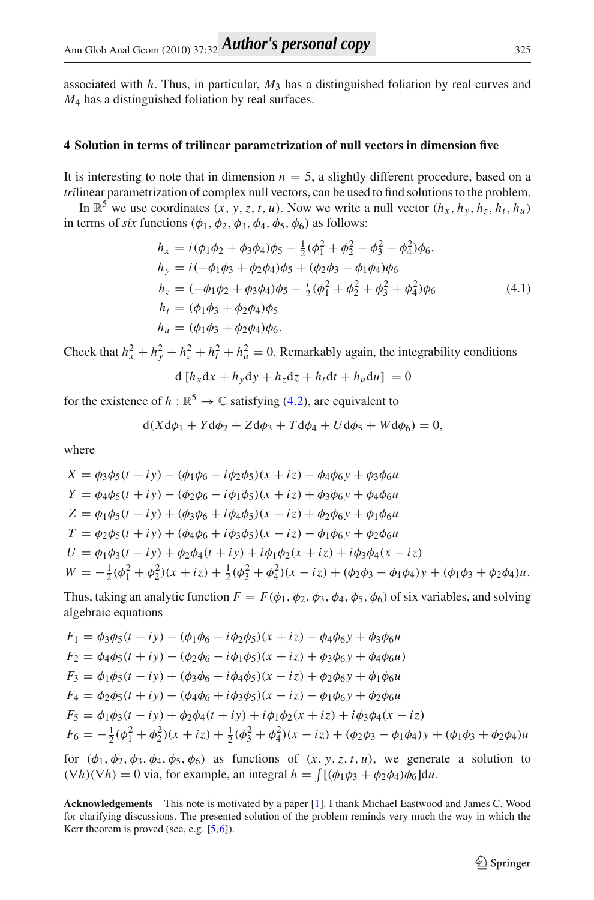associated with $h$. Thus, in particular, $M_3$ has a distinguished foliation by real curves and $M_4$ has a distinguished foliation by real surfaces.

## 4 Solution in terms of trilinear parametrization of null vectors in dimension five

It is interesting to note that in dimension $n = 5$, a slightly different procedure, based on a *tri*linear parametrization of complex null vectors, can be used to find solutions to the problem.

In $\mathbb{R}^5$ we use coordinates $(x, y, z, t, u)$. Now we write a null vector $(h_x, h_y, h_z, h_t, h_u)$ in terms of *six* functions $(\phi_1, \phi_2, \phi_3, \phi_4, \phi_5, \phi_6)$ as follows:

$$
\begin{aligned}
h_x &= i(\phi_1\phi_2 + \phi_3\phi_4)\phi_5 - \tfrac{1}{2}(\phi_1^2 + \phi_2^2 - \phi_3^2 - \phi_4^2)\phi_6,\\
h_y &= i(-\phi_1\phi_3 + \phi_2\phi_4)\phi_5 + (\phi_2\phi_3 - \phi_1\phi_4)\phi_6\\
h_z &= (-\phi_1\phi_2 + \phi_3\phi_4)\phi_5 - \tfrac{i}{2}(\phi_1^2 + \phi_2^2 + \phi_3^2 + \phi_4^2)\phi_6\\
h_t &= (\phi_1\phi_3 + \phi_2\phi_4)\phi_5\\
h_u &= (\phi_1\phi_3 + \phi_2\phi_4)\phi_6.
\end{aligned}
\tag{4.1}
$$

Check that $h_x^2 + h_y^2 + h_z^2 + h_t^2 + h_u^2 = 0$. Remarkably again, the integrability conditions

$$
\mathrm{d}\,[h_x\mathrm{d}x + h_y\mathrm{d}y + h_z\mathrm{d}z + h_t\mathrm{d}t + h_u\mathrm{d}u] = 0
$$

for the existence of $h : \mathbb{R}^5 \to \mathbb{C}$ satisfying (4.2), are equivalent to

$$
\mathrm{d}(X\mathrm{d}\phi_1 + Y\mathrm{d}\phi_2 + Z\mathrm{d}\phi_3 + T\mathrm{d}\phi_4 + U\mathrm{d}\phi_5 + W\mathrm{d}\phi_6) = 0,
$$

where

$$
\begin{aligned}
X &= \phi_3\phi_5(t - iy) - (\phi_1\phi_6 - i\phi_2\phi_5)(x + iz) - \phi_4\phi_6 y + \phi_3\phi_6 u\\
Y &= \phi_4\phi_5(t + iy) - (\phi_2\phi_6 - i\phi_1\phi_5)(x + iz) + \phi_3\phi_6 y + \phi_4\phi_6 u\\
Z &= \phi_1\phi_5(t - iy) + (\phi_3\phi_6 + i\phi_4\phi_5)(x - iz) + \phi_2\phi_6 y + \phi_1\phi_6 u\\
T &= \phi_2\phi_5(t + iy) + (\phi_4\phi_6 + i\phi_3\phi_5)(x - iz) - \phi_1\phi_6 y + \phi_2\phi_6 u\\
U &= \phi_1\phi_3(t - iy) + \phi_2\phi_4(t + iy) + i\phi_1\phi_2(x + iz) + i\phi_3\phi_4(x - iz)\\
W &= -\tfrac{1}{2}(\phi_1^2 + \phi_2^2)(x + iz) + \tfrac{1}{2}(\phi_3^2 + \phi_4^2)(x - iz) + (\phi_2\phi_3 - \phi_1\phi_4)y + (\phi_1\phi_3 + \phi_2\phi_4)u.
\end{aligned}
$$

Thus, taking an analytic function $F = F(\phi_1, \phi_2, \phi_3, \phi_4, \phi_5, \phi_6)$ of six variables, and solving algebraic equations

$$
\begin{aligned}
F_1 &= \phi_3\phi_5(t - iy) - (\phi_1\phi_6 - i\phi_2\phi_5)(x + iz) - \phi_4\phi_6 y + \phi_3\phi_6 u\\
F_2 &= \phi_4\phi_5(t + iy) - (\phi_2\phi_6 - i\phi_1\phi_5)(x + iz) + \phi_3\phi_6 y + \phi_4\phi_6 u)\\
F_3 &= \phi_1\phi_5(t - iy) + (\phi_3\phi_6 + i\phi_4\phi_5)(x - iz) + \phi_2\phi_6 y + \phi_1\phi_6 u\\
F_4 &= \phi_2\phi_5(t + iy) + (\phi_4\phi_6 + i\phi_3\phi_5)(x - iz) - \phi_1\phi_6 y + \phi_2\phi_6 u\\
F_5 &= \phi_1\phi_3(t - iy) + \phi_2\phi_4(t + iy) + i\phi_1\phi_2(x + iz) + i\phi_3\phi_4(x - iz)\\
F_6 &= -\tfrac{1}{2}(\phi_1^2 + \phi_2^2)(x + iz) + \tfrac{1}{2}(\phi_3^2 + \phi_4^2)(x - iz) + (\phi_2\phi_3 - \phi_1\phi_4)y + (\phi_1\phi_3 + \phi_2\phi_4)u
\end{aligned}
$$

for $(\phi_1, \phi_2, \phi_3, \phi_4, \phi_5, \phi_6)$ as functions of $(x, y, z, t, u)$, we generate a solution to $(\nabla h)(\nabla h) = 0$ via, for example, an integral $h = \int[(\phi_1\phi_3 + \phi_2\phi_4)\phi_6]\mathrm{d}u$.

**Acknowledgements** This note is motivated by a paper [1]. I thank Michael Eastwood and James C. Wood for clarifying discussions. The presented solution of the problem reminds very much the way in which the Kerr theorem is proved (see, e.g. [5,6]).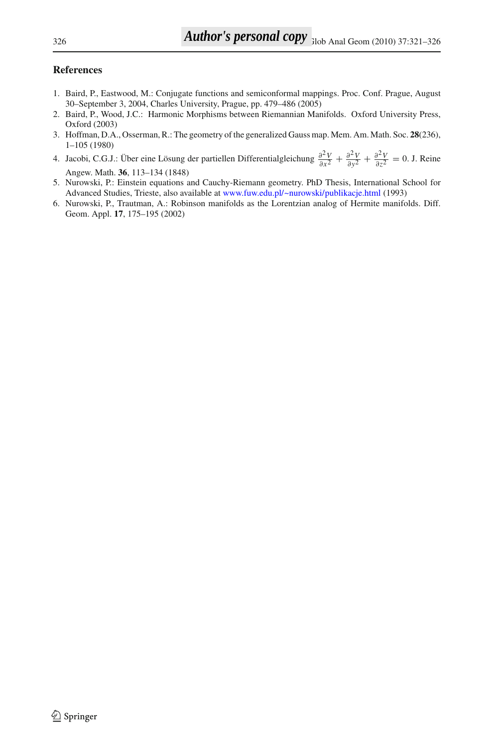## References

1. Baird, P., Eastwood, M.: Conjugate functions and semiconformal mappings. Proc. Conf. Prague, August 30–September 3, 2004, Charles University, Prague, pp. 479–486 (2005)
2. Baird, P., Wood, J.C.: Harmonic Morphisms between Riemannian Manifolds. Oxford University Press, Oxford (2003)
3. Hoffman, D.A., Osserman, R.: The geometry of the generalized Gauss map. Mem. Am. Math. Soc. **28**(236), 1–105 (1980)
4. Jacobi, C.G.J.: Über eine Lösung der partiellen Differentialgleichung $\frac{\partial^2 V}{\partial x^2} + \frac{\partial^2 V}{\partial y^2} + \frac{\partial^2 V}{\partial z^2} = 0$. J. Reine Angew. Math. **36**, 113–134 (1848)
5. Nurowski, P.: Einstein equations and Cauchy-Riemann geometry. PhD Thesis, International School for Advanced Studies, Trieste, also available at www.fuw.edu.pl/~nurowski/publikacje.html (1993)
6. Nurowski, P., Trautman, A.: Robinson manifolds as the Lorentzian analog of Hermite manifolds. Diff. Geom. Appl. **17**, 175–195 (2002)